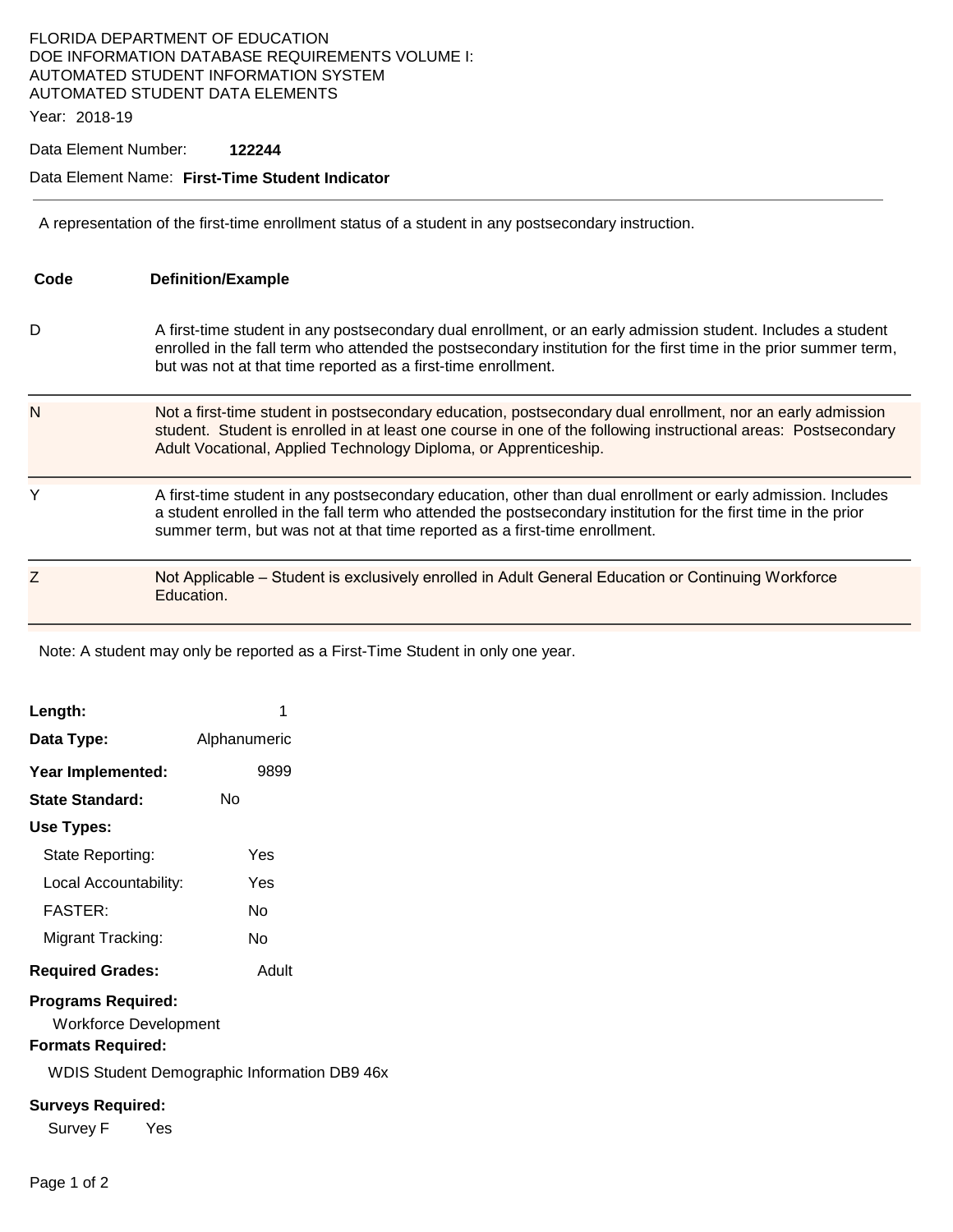FLORIDA DEPARTMENT OF EDUCATION
DOE INFORMATION DATABASE REQUIREMENTS VOLUME I:
AUTOMATED STUDENT INFORMATION SYSTEM
AUTOMATED STUDENT DATA ELEMENTS

Year: 2018-19

Data Element Number: **122244**

Data Element Name: **First-Time Student Indicator**

---

A representation of the first-time enrollment status of a student in any postsecondary instruction.

| Code | Definition/Example |
|---|---|
| D | A first-time student in any postsecondary dual enrollment, or an early admission student. Includes a student enrolled in the fall term who attended the postsecondary institution for the first time in the prior summer term, but was not at that time reported as a first-time enrollment. |
| N | Not a first-time student in postsecondary education, postsecondary dual enrollment, nor an early admission student. Student is enrolled in at least one course in one of the following instructional areas: Postsecondary Adult Vocational, Applied Technology Diploma, or Apprenticeship. |
| Y | A first-time student in any postsecondary education, other than dual enrollment or early admission. Includes a student enrolled in the fall term who attended the postsecondary institution for the first time in the prior summer term, but was not at that time reported as a first-time enrollment. |
| Z | Not Applicable – Student is exclusively enrolled in Adult General Education or Continuing Workforce Education. |

Note: A student may only be reported as a First-Time Student in only one year.

**Length:** 1

**Data Type:** Alphanumeric

**Year Implemented:** 9899

**State Standard:** No

**Use Types:**

- State Reporting: Yes
- Local Accountability: Yes
- FASTER: No
- Migrant Tracking: No

**Required Grades:** Adult

**Programs Required:**

Workforce Development

**Formats Required:**

WDIS Student Demographic Information DB9 46x

**Surveys Required:**

Survey F Yes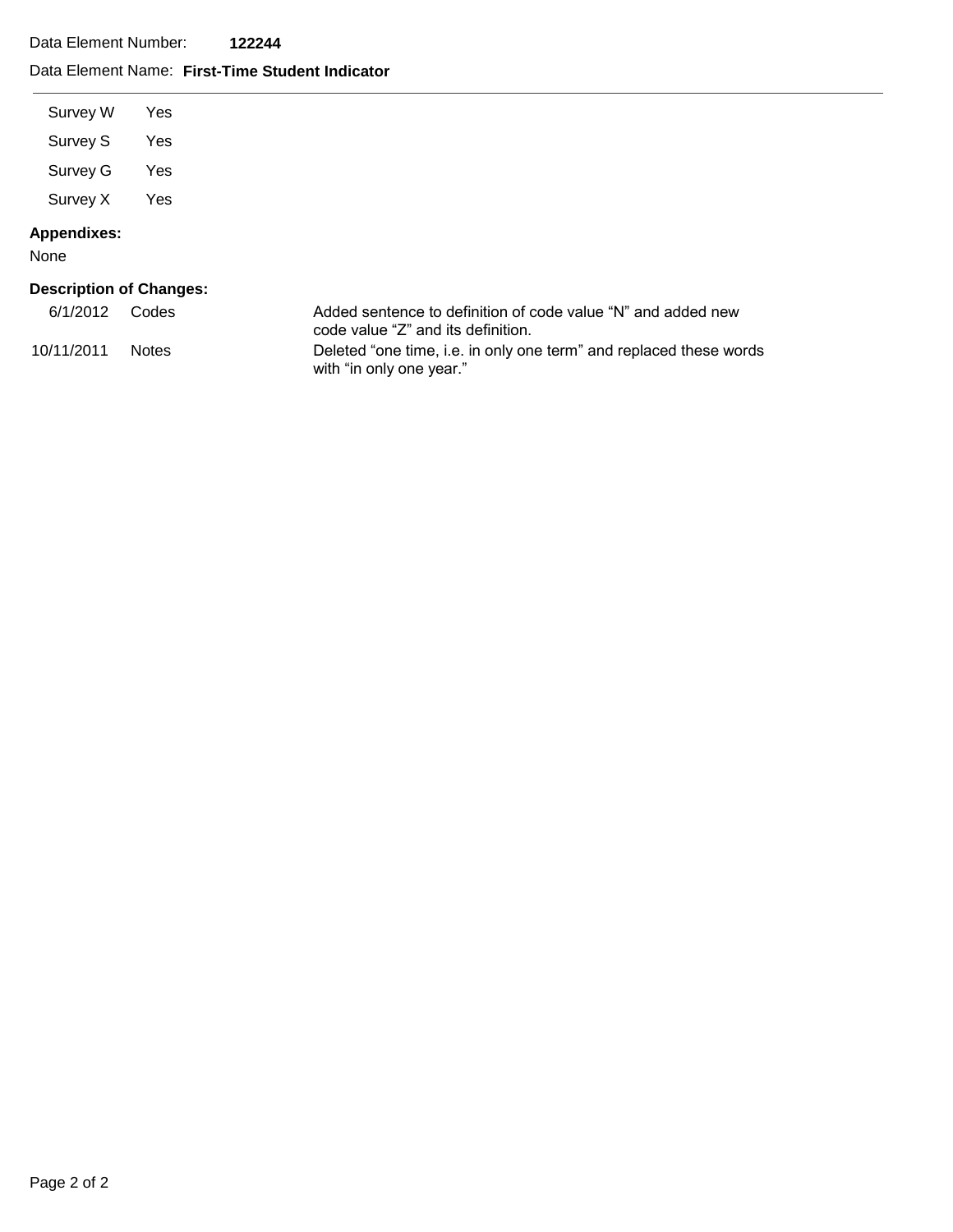Data Element Number: **122244**

Data Element Name: **First-Time Student Indicator**

| | |
|---|---|
| Survey W | Yes |
| Survey S | Yes |
| Survey G | Yes |
| Survey X | Yes |

**Appendixes:**

None

**Description of Changes:**

| | | |
|---|---|---|
| 6/1/2012 | Codes | Added sentence to definition of code value "N" and added new code value "Z" and its definition. |
| 10/11/2011 | Notes | Deleted "one time, i.e. in only one term" and replaced these words with "in only one year." |